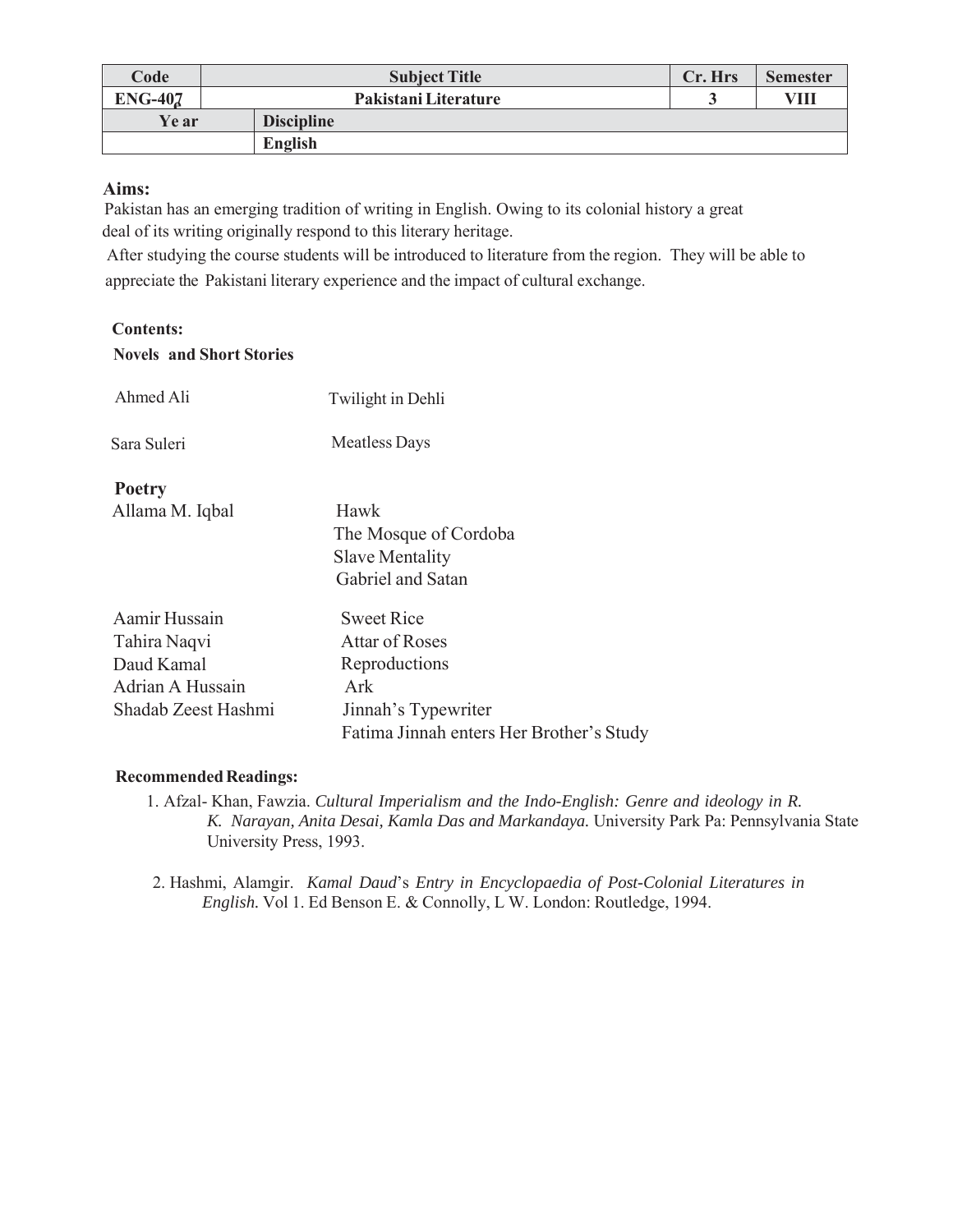| Code | Subject Title | | Cr. Hrs | Semester |
|---|---|---|---|---|
| ENG-407 | Pakistani Literature | | 3 | VIII |
| Ye ar | Discipline | | | |
| | English | | | |

**Aims:**

Pakistan has an emerging tradition of writing in English. Owing to its colonial history a great deal of its writing originally respond to this literary heritage.

After studying the course students will be introduced to literature from the region. They will be able to appreciate the Pakistani literary experience and the impact of cultural exchange.

**Contents:**

**Novels and Short Stories**

| | |
|---|---|
| Ahmed Ali | Twilight in Dehli |
| Sara Suleri | Meatless Days |

**Poetry**

| | |
|---|---|
| Allama M. Iqbal | Hawk |
| | The Mosque of Cordoba |
| | Slave Mentality |
| | Gabriel and Satan |
| Aamir Hussain | Sweet Rice |
| Tahira Naqvi | Attar of Roses |
| Daud Kamal | Reproductions |
| Adrian A Hussain | Ark |
| Shadab Zeest Hashmi | Jinnah's Typewriter |
| | Fatima Jinnah enters Her Brother's Study |

**Recommended Readings:**

1. Afzal- Khan, Fawzia. *Cultural Imperialism and the Indo-English: Genre and ideology in R. K. Narayan, Anita Desai, Kamla Das and Markandaya.* University Park Pa: Pennsylvania State University Press, 1993.

2. Hashmi, Alamgir. *Kamal Daud*'s *Entry in Encyclopaedia of Post-Colonial Literatures in English.* Vol 1. Ed Benson E. & Connolly, L W. London: Routledge, 1994.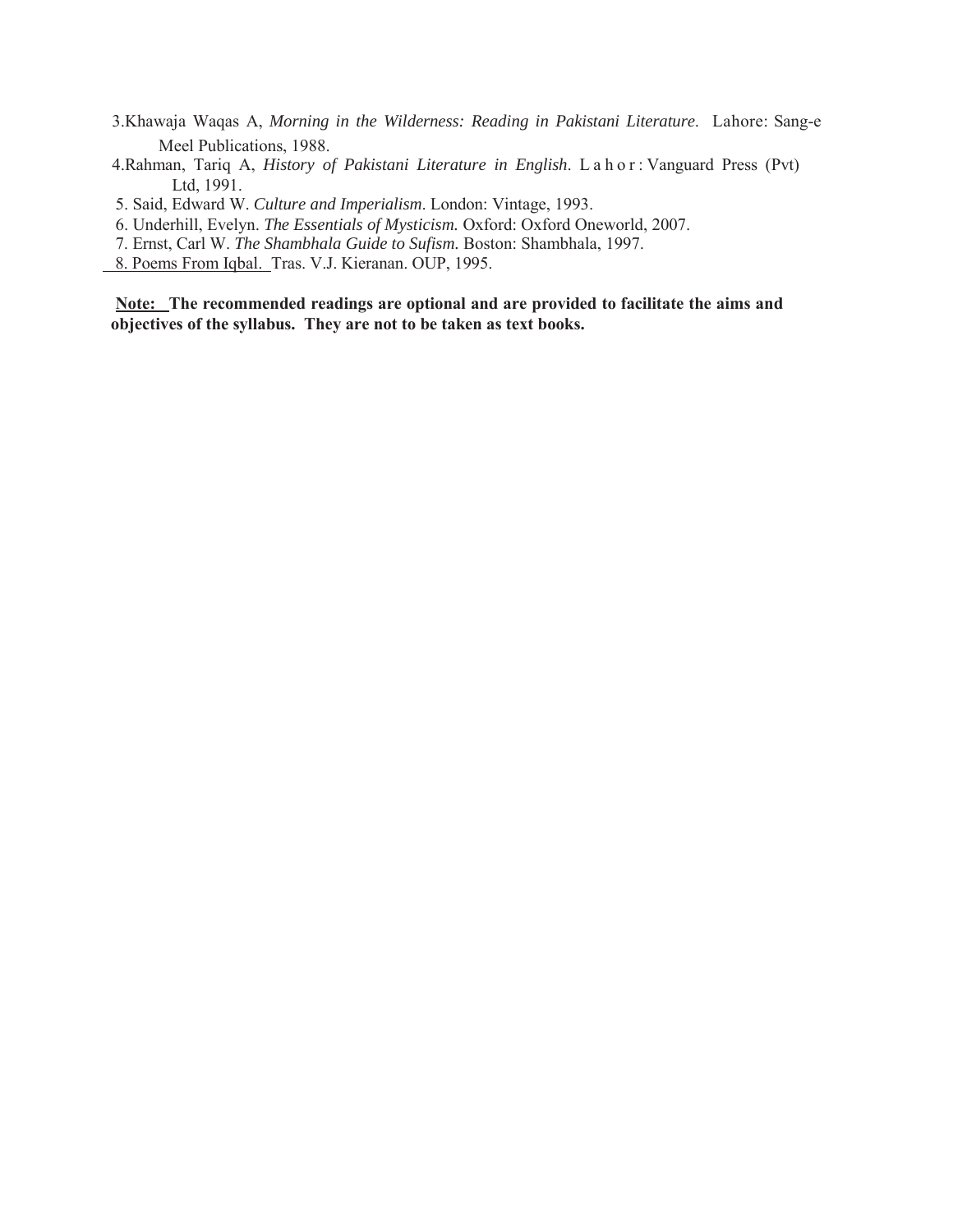3. Khawaja Waqas A, *Morning in the Wilderness: Reading in Pakistani Literature*. Lahore: Sang-e Meel Publications, 1988.
4. Rahman, Tariq A, *History of Pakistani Literature in English*. Lahor: Vanguard Press (Pvt) Ltd, 1991.
5. Said, Edward W. *Culture and Imperialism*. London: Vintage, 1993.
6. Underhill, Evelyn. *The Essentials of Mysticism.* Oxford: Oxford Oneworld, 2007.
7. Ernst, Carl W. *The Shambhala Guide to Sufism.* Boston: Shambhala, 1997.
8. Poems From Iqbal. Tras. V.J. Kieranan. OUP, 1995.

**Note: The recommended readings are optional and are provided to facilitate the aims and objectives of the syllabus. They are not to be taken as text books.**